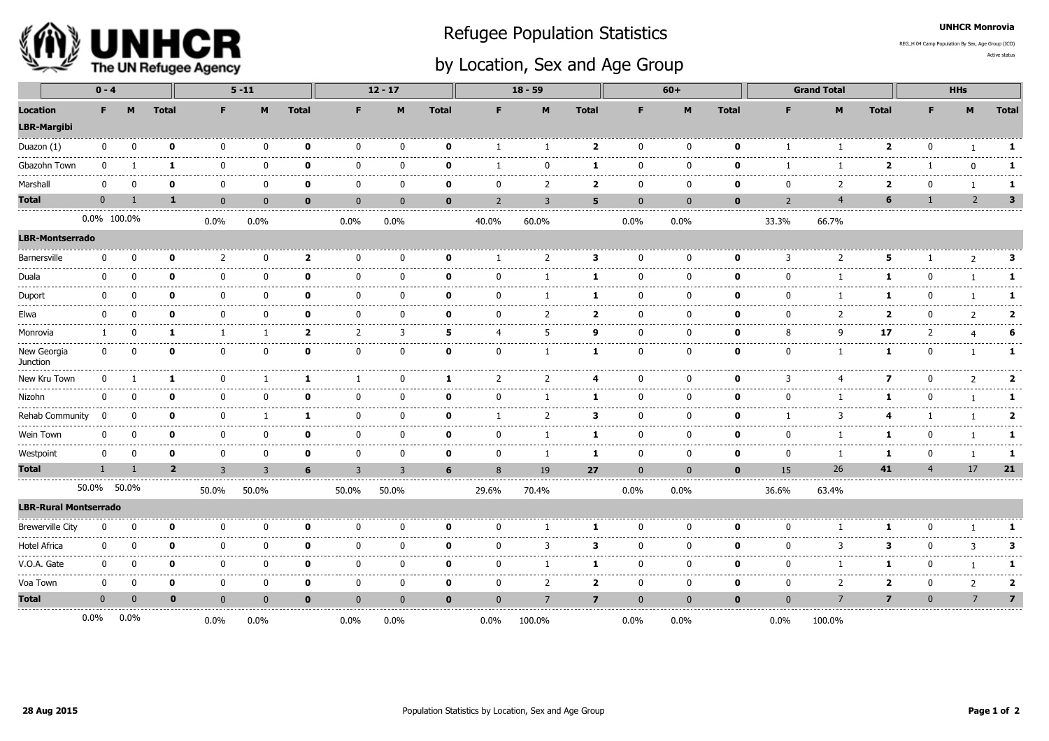UNHCR The UN Refugee Agency

# Refugee Population Statistics

# by Location, Sex and Age Group

**UNHCR Monrovia**

REG_H 04 Camp Population By Sex, Age Group (ICD)

Active status

| Location | 0 - 4 | | | 5 -11 | | | 12 - 17 | | | 18 - 59 | | | 60+ | | | Grand Total | | | HHs | | |
|---|---|---|---|---|---|---|---|---|---|---|---|---|---|---|---|---|---|---|---|---|---|
| | F | M | Total | F | M | Total | F | M | Total | F | M | Total | F | M | Total | F | M | Total | F | M | Total |
| **LBR-Margibi** | | | | | | | | | | | | | | | | | | | | | |
| Duazon (1) | 0 | 0 | **0** | 0 | 0 | **0** | 0 | 0 | **0** | 1 | 1 | **2** | 0 | 0 | **0** | 1 | 1 | **2** | 0 | 1 | **1** |
| Gbazohn Town | 0 | 1 | **1** | 0 | 0 | **0** | 0 | 0 | **0** | 1 | 0 | **1** | 0 | 0 | **0** | 1 | 1 | **2** | 1 | 0 | **1** |
| Marshall | 0 | 0 | **0** | 0 | 0 | **0** | 0 | 0 | **0** | 0 | 2 | **2** | 0 | 0 | **0** | 0 | 2 | **2** | 0 | 1 | **1** |
| **Total** | 0 | 1 | **1** | 0 | 0 | **0** | 0 | 0 | **0** | 2 | 3 | **5** | 0 | 0 | **0** | 2 | 4 | **6** | 1 | 2 | **3** |
| | 0.0% | 100.0% | | 0.0% | 0.0% | | 0.0% | 0.0% | | 40.0% | 60.0% | | 0.0% | 0.0% | | 33.3% | 66.7% | | | | |
| **LBR-Montserrado** | | | | | | | | | | | | | | | | | | | | | |
| Barnersville | 0 | 0 | **0** | 2 | 0 | **2** | 0 | 0 | **0** | 1 | 2 | **3** | 0 | 0 | **0** | 3 | 2 | **5** | 1 | 2 | **3** |
| Duala | 0 | 0 | **0** | 0 | 0 | **0** | 0 | 0 | **0** | 0 | 1 | **1** | 0 | 0 | **0** | 0 | 1 | **1** | 0 | 1 | **1** |
| Duport | 0 | 0 | **0** | 0 | 0 | **0** | 0 | 0 | **0** | 0 | 1 | **1** | 0 | 0 | **0** | 0 | 1 | **1** | 0 | 1 | **1** |
| Elwa | 0 | 0 | **0** | 0 | 0 | **0** | 0 | 0 | **0** | 0 | 2 | **2** | 0 | 0 | **0** | 0 | 2 | **2** | 0 | 2 | **2** |
| Monrovia | 1 | 0 | **1** | 1 | 1 | **2** | 2 | 3 | **5** | 4 | 5 | **9** | 0 | 0 | **0** | 8 | 9 | **17** | 2 | 4 | **6** |
| New Georgia Junction | 0 | 0 | **0** | 0 | 0 | **0** | 0 | 0 | **0** | 0 | 1 | **1** | 0 | 0 | **0** | 0 | 1 | **1** | 0 | 1 | **1** |
| New Kru Town | 0 | 1 | **1** | 0 | 1 | **1** | 1 | 0 | **1** | 2 | 2 | **4** | 0 | 0 | **0** | 3 | 4 | **7** | 0 | 2 | **2** |
| Nizohn | 0 | 0 | **0** | 0 | 0 | **0** | 0 | 0 | **0** | 0 | 1 | **1** | 0 | 0 | **0** | 0 | 1 | **1** | 0 | 1 | **1** |
| Rehab Community | 0 | 0 | **0** | 0 | 1 | **1** | 0 | 0 | **0** | 1 | 2 | **3** | 0 | 0 | **0** | 1 | 3 | **4** | 1 | 1 | **2** |
| Wein Town | 0 | 0 | **0** | 0 | 0 | **0** | 0 | 0 | **0** | 0 | 1 | **1** | 0 | 0 | **0** | 0 | 1 | **1** | 0 | 1 | **1** |
| Westpoint | 0 | 0 | **0** | 0 | 0 | **0** | 0 | 0 | **0** | 0 | 1 | **1** | 0 | 0 | **0** | 0 | 1 | **1** | 0 | 1 | **1** |
| **Total** | 1 | 1 | **2** | 3 | 3 | **6** | 3 | 3 | **6** | 8 | 19 | **27** | 0 | 0 | **0** | 15 | 26 | **41** | 4 | 17 | **21** |
| | 50.0% | 50.0% | | 50.0% | 50.0% | | 50.0% | 50.0% | | 29.6% | 70.4% | | 0.0% | 0.0% | | 36.6% | 63.4% | | | | |
| **LBR-Rural Montserrado** | | | | | | | | | | | | | | | | | | | | | |
| Brewerville City | 0 | 0 | **0** | 0 | 0 | **0** | 0 | 0 | **0** | 0 | 1 | **1** | 0 | 0 | **0** | 0 | 1 | **1** | 0 | 1 | **1** |
| Hotel Africa | 0 | 0 | **0** | 0 | 0 | **0** | 0 | 0 | **0** | 0 | 3 | **3** | 0 | 0 | **0** | 0 | 3 | **3** | 0 | 3 | **3** |
| V.O.A. Gate | 0 | 0 | **0** | 0 | 0 | **0** | 0 | 0 | **0** | 0 | 1 | **1** | 0 | 0 | **0** | 0 | 1 | **1** | 0 | 1 | **1** |
| Voa Town | 0 | 0 | **0** | 0 | 0 | **0** | 0 | 0 | **0** | 0 | 2 | **2** | 0 | 0 | **0** | 0 | 2 | **2** | 0 | 2 | **2** |
| **Total** | 0 | 0 | **0** | 0 | 0 | **0** | 0 | 0 | **0** | 0 | 7 | **7** | 0 | 0 | **0** | 0 | 7 | **7** | 0 | 7 | **7** |
| | 0.0% | 0.0% | | 0.0% | 0.0% | | 0.0% | 0.0% | | 0.0% | 100.0% | | 0.0% | 0.0% | | 0.0% | 100.0% | | | | |

**28 Aug 2015** Population Statistics by Location, Sex and Age Group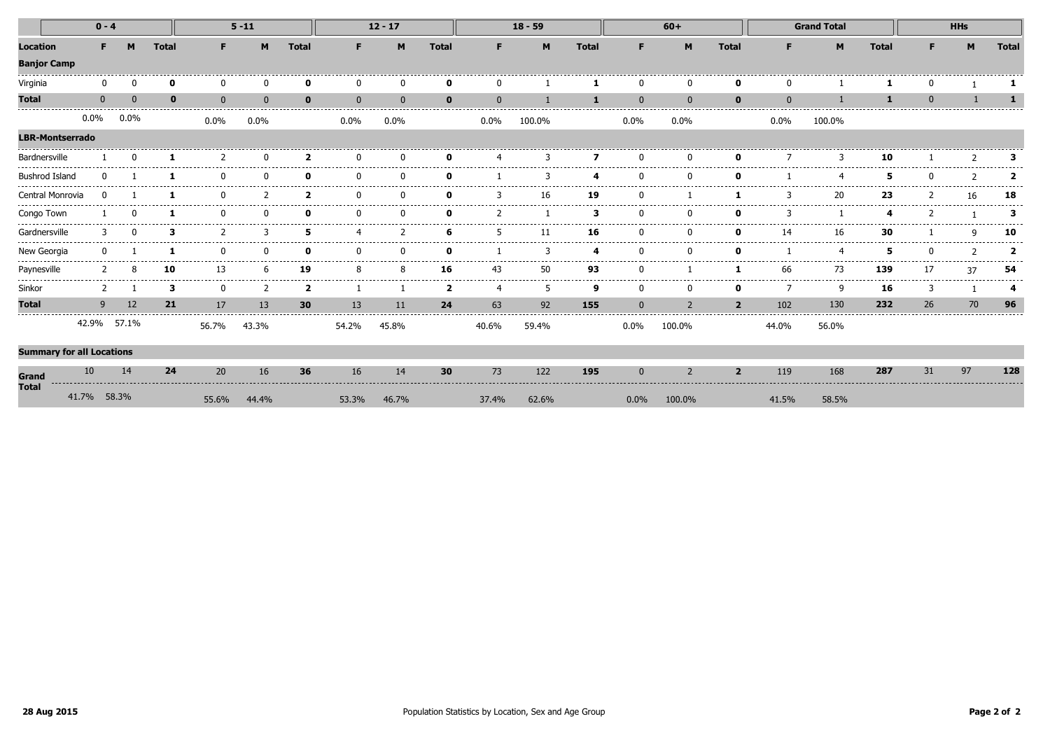| | 0 - 4 | | | 5 -11 | | | 12 - 17 | | | 18 - 59 | | | 60+ | | | Grand Total | | | HHs | | |
|---|---|---|---|---|---|---|---|---|---|---|---|---|---|---|---|---|---|---|---|---|---|
| **Location** | **F** | **M** | **Total** | **F** | **M** | **Total** | **F** | **M** | **Total** | **F** | **M** | **Total** | **F** | **M** | **Total** | **F** | **M** | **Total** | **F** | **M** | **Total** |
| **Banjor Camp** | | | | | | | | | | | | | | | | | | | | | |
| Virginia | 0 | 0 | **0** | 0 | 0 | **0** | 0 | 0 | **0** | 0 | 1 | **1** | 0 | 0 | **0** | 0 | 1 | **1** | 0 | 1 | **1** |
| **Total** | 0 | 0 | **0** | 0 | 0 | **0** | 0 | 0 | **0** | 0 | 1 | **1** | 0 | 0 | **0** | 0 | 1 | **1** | 0 | 1 | **1** |
| | 0.0% | 0.0% | | 0.0% | 0.0% | | 0.0% | 0.0% | | 0.0% | 100.0% | | 0.0% | 0.0% | | 0.0% | 100.0% | | | | |
| **LBR-Montserrado** | | | | | | | | | | | | | | | | | | | | | |
| Bardnersville | 1 | 0 | **1** | 2 | 0 | **2** | 0 | 0 | **0** | 4 | 3 | **7** | 0 | 0 | **0** | 7 | 3 | **10** | 1 | 2 | **3** |
| Bushrod Island | 0 | 1 | **1** | 0 | 0 | **0** | 0 | 0 | **0** | 1 | 3 | **4** | 0 | 0 | **0** | 1 | 4 | **5** | 0 | 2 | **2** |
| Central Monrovia | 0 | 1 | **1** | 0 | 2 | **2** | 0 | 0 | **0** | 3 | 16 | **19** | 0 | 1 | **1** | 3 | 20 | **23** | 2 | 16 | **18** |
| Congo Town | 1 | 0 | **1** | 0 | 0 | **0** | 0 | 0 | **0** | 2 | 1 | **3** | 0 | 0 | **0** | 3 | 1 | **4** | 2 | 1 | **3** |
| Gardnersville | 3 | 0 | **3** | 2 | 3 | **5** | 4 | 2 | **6** | 5 | 11 | **16** | 0 | 0 | **0** | 14 | 16 | **30** | 1 | 9 | **10** |
| New Georgia | 0 | 1 | **1** | 0 | 0 | **0** | 0 | 0 | **0** | 1 | 3 | **4** | 0 | 0 | **0** | 1 | 4 | **5** | 0 | 2 | **2** |
| Paynesville | 2 | 8 | **10** | 13 | 6 | **19** | 8 | 8 | **16** | 43 | 50 | **93** | 0 | 1 | **1** | 66 | 73 | **139** | 17 | 37 | **54** |
| Sinkor | 2 | 1 | **3** | 0 | 2 | **2** | 1 | 1 | **2** | 4 | 5 | **9** | 0 | 0 | **0** | 7 | 9 | **16** | 3 | 1 | **4** |
| **Total** | 9 | 12 | **21** | 17 | 13 | **30** | 13 | 11 | **24** | 63 | 92 | **155** | 0 | 2 | **2** | 102 | 130 | **232** | 26 | 70 | **96** |
| | 42.9% | 57.1% | | 56.7% | 43.3% | | 54.2% | 45.8% | | 40.6% | 59.4% | | 0.0% | 100.0% | | 44.0% | 56.0% | | | | |
| **Summary for all Locations** | | | | | | | | | | | | | | | | | | | | | |
| **Grand Total** | 10 | 14 | **24** | 20 | 16 | **36** | 16 | 14 | **30** | 73 | 122 | **195** | 0 | 2 | **2** | 119 | 168 | **287** | 31 | 97 | **128** |
| | 41.7% | 58.3% | | 55.6% | 44.4% | | 53.3% | 46.7% | | 37.4% | 62.6% | | 0.0% | 100.0% | | 41.5% | 58.5% | | | | |

28 Aug 2015

Population Statistics by Location, Sex and Age Group